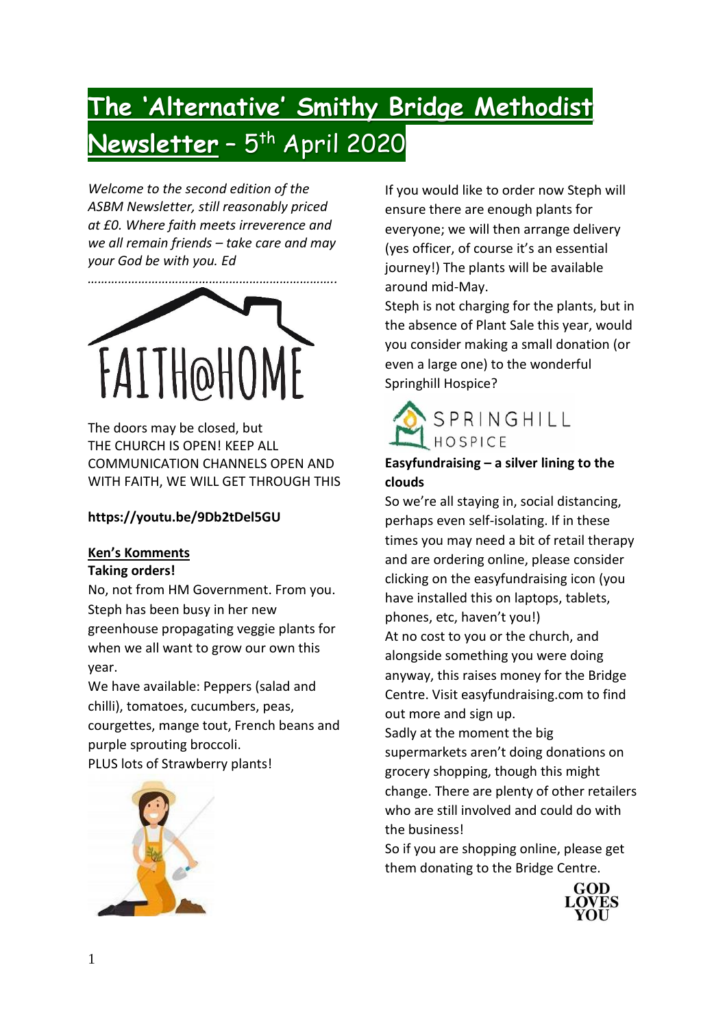# The 'Alternative' Smithy Bridge Methodist Newsletter – 5th April 2020

*Welcome to the second edition of the ASBM Newsletter, still reasonably priced at £0. Where faith meets irreverence and we all remain friends – take care and may your God be with you. Ed*

……………………………………………………………….

FAITH@HOME

The doors may be closed, but
THE CHURCH IS OPEN! KEEP ALL COMMUNICATION CHANNELS OPEN AND WITH FAITH, WE WILL GET THROUGH THIS

**https://youtu.be/9Db2tDel5GU**

## Ken's Komments

**Taking orders!**

No, not from HM Government. From you. Steph has been busy in her new greenhouse propagating veggie plants for when we all want to grow our own this year.

We have available: Peppers (salad and chilli), tomatoes, cucumbers, peas, courgettes, mange tout, French beans and purple sprouting broccoli.

PLUS lots of Strawberry plants!

If you would like to order now Steph will ensure there are enough plants for everyone; we will then arrange delivery (yes officer, of course it's an essential journey!) The plants will be available around mid-May.

Steph is not charging for the plants, but in the absence of Plant Sale this year, would you consider making a small donation (or even a large one) to the wonderful Springhill Hospice?

SPRINGHILL HOSPICE

**Easyfundraising – a silver lining to the clouds**

So we're all staying in, social distancing, perhaps even self-isolating. If in these times you may need a bit of retail therapy and are ordering online, please consider clicking on the easyfundraising icon (you have installed this on laptops, tablets, phones, etc, haven't you!)

At no cost to you or the church, and alongside something you were doing anyway, this raises money for the Bridge Centre. Visit easyfundraising.com to find out more and sign up.

Sadly at the moment the big supermarkets aren't doing donations on grocery shopping, though this might change. There are plenty of other retailers who are still involved and could do with the business!

So if you are shopping online, please get them donating to the Bridge Centre.

GOD LOVES YOU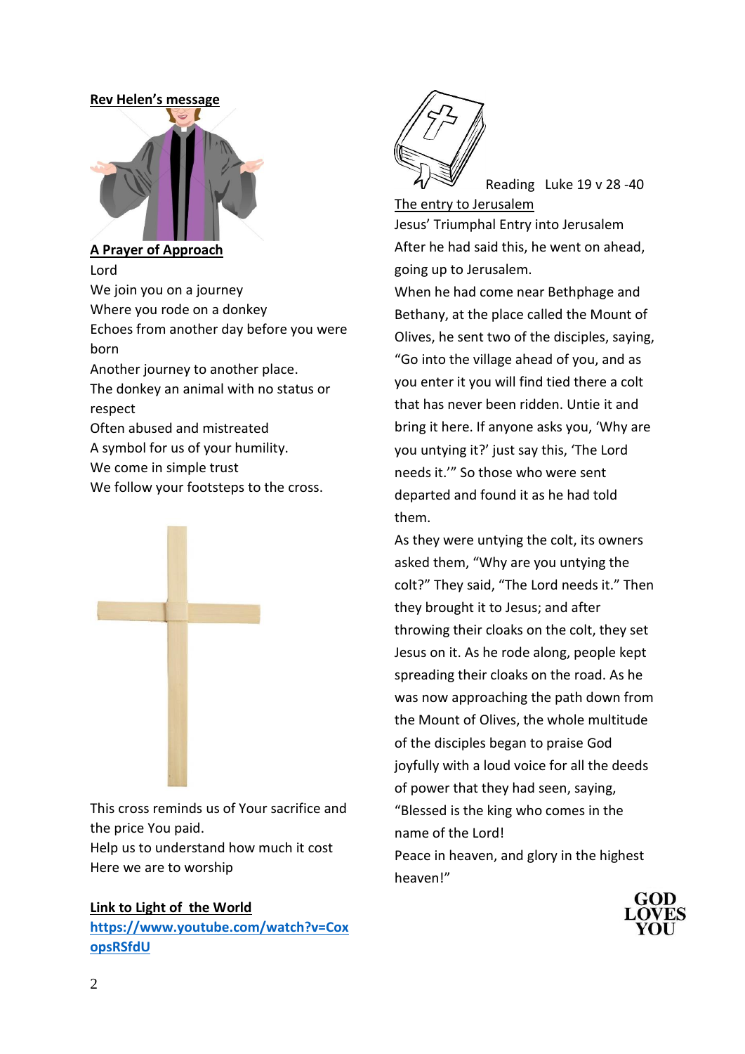**Rev Helen's message**

**A Prayer of Approach**

Lord
We join you on a journey
Where you rode on a donkey
Echoes from another day before you were born
Another journey to another place.
The donkey an animal with no status or respect
Often abused and mistreated
A symbol for us of your humility.
We come in simple trust
We follow your footsteps to the cross.

This cross reminds us of Your sacrifice and the price You paid.
Help us to understand how much it cost
Here we are to worship

**Link to Light of the World**
[https://www.youtube.com/watch?v=CoxopsRSfdU](https://www.youtube.com/watch?v=CoxopsRSfdU)

Reading Luke 19 v 28 -40

The entry to Jerusalem

Jesus' Triumphal Entry into Jerusalem

After he had said this, he went on ahead, going up to Jerusalem.

When he had come near Bethphage and Bethany, at the place called the Mount of Olives, he sent two of the disciples, saying, "Go into the village ahead of you, and as you enter it you will find tied there a colt that has never been ridden. Untie it and bring it here. If anyone asks you, 'Why are you untying it?' just say this, 'The Lord needs it.'" So those who were sent departed and found it as he had told them.

As they were untying the colt, its owners asked them, "Why are you untying the colt?" They said, "The Lord needs it." Then they brought it to Jesus; and after throwing their cloaks on the colt, they set Jesus on it. As he rode along, people kept spreading their cloaks on the road. As he was now approaching the path down from the Mount of Olives, the whole multitude of the disciples began to praise God joyfully with a loud voice for all the deeds of power that they had seen, saying, "Blessed is the king who comes in the name of the Lord!
Peace in heaven, and glory in the highest heaven!"

GOD LOVES YOU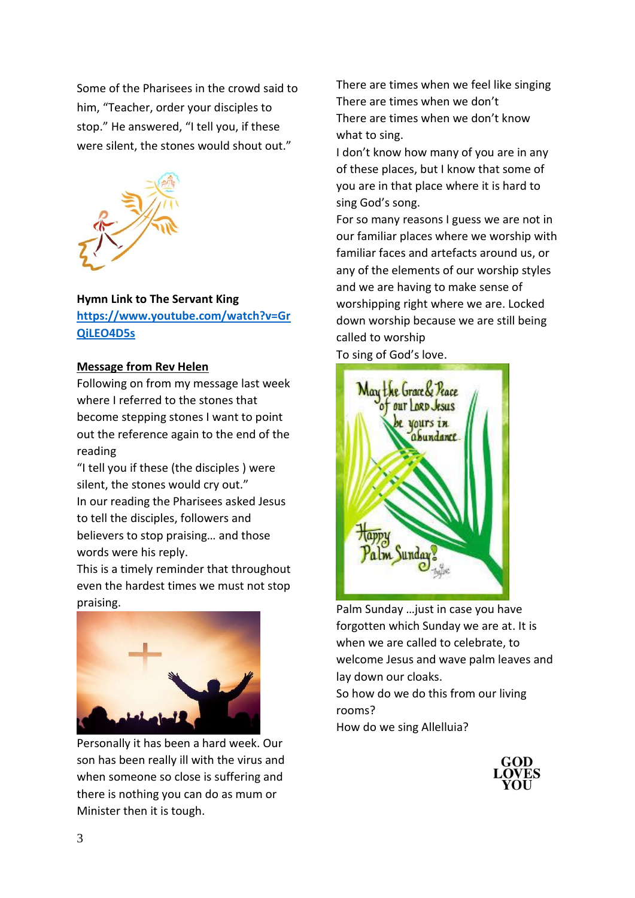Some of the Pharisees in the crowd said to him, "Teacher, order your disciples to stop." He answered, "I tell you, if these were silent, the stones would shout out."

**Hymn Link to The Servant King**
**[https://www.youtube.com/watch?v=GrQiLEO4D5s](https://www.youtube.com/watch?v=GrQiLEO4D5s)**

**Message from Rev Helen**

Following on from my message last week where I referred to the stones that become stepping stones I want to point out the reference again to the end of the reading

"I tell you if these (the disciples ) were silent, the stones would cry out."

In our reading the Pharisees asked Jesus to tell the disciples, followers and believers to stop praising… and those words were his reply.

This is a timely reminder that throughout even the hardest times we must not stop praising.

Personally it has been a hard week. Our son has been really ill with the virus and when someone so close is suffering and there is nothing you can do as mum or Minister then it is tough.

There are times when we feel like singing
There are times when we don't
There are times when we don't know what to sing.

I don't know how many of you are in any of these places, but I know that some of you are in that place where it is hard to sing God's song.

For so many reasons I guess we are not in our familiar places where we worship with familiar faces and artefacts around us, or any of the elements of our worship styles and we are having to make sense of worshipping right where we are. Locked down worship because we are still being called to worship

To sing of God's love.

Palm Sunday …just in case you have forgotten which Sunday we are at. It is when we are called to celebrate, to welcome Jesus and wave palm leaves and lay down our cloaks.

So how do we do this from our living rooms?

How do we sing Allelluia?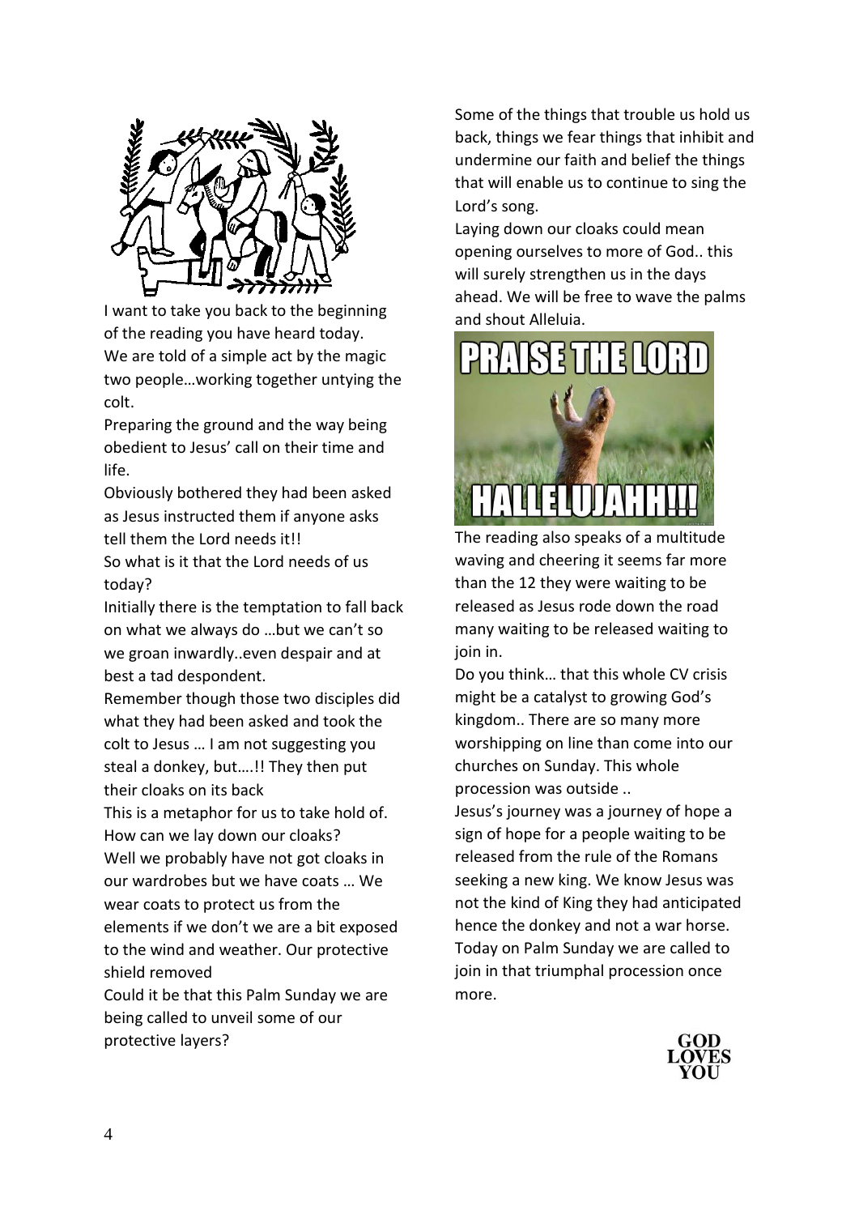I want to take you back to the beginning of the reading you have heard today. We are told of a simple act by the magic two people…working together untying the colt.

Preparing the ground and the way being obedient to Jesus' call on their time and life.

Obviously bothered they had been asked as Jesus instructed them if anyone asks tell them the Lord needs it!!

So what is it that the Lord needs of us today?

Initially there is the temptation to fall back on what we always do …but we can't so we groan inwardly..even despair and at best a tad despondent.

Remember though those two disciples did what they had been asked and took the colt to Jesus … I am not suggesting you steal a donkey, but….!! They then put their cloaks on its back

This is a metaphor for us to take hold of. How can we lay down our cloaks?

Well we probably have not got cloaks in our wardrobes but we have coats … We wear coats to protect us from the elements if we don't we are a bit exposed to the wind and weather. Our protective shield removed

Could it be that this Palm Sunday we are being called to unveil some of our protective layers?

Some of the things that trouble us hold us back, things we fear things that inhibit and undermine our faith and belief the things that will enable us to continue to sing the Lord's song.

Laying down our cloaks could mean opening ourselves to more of God.. this will surely strengthen us in the days ahead. We will be free to wave the palms and shout Alleluia.

The reading also speaks of a multitude waving and cheering it seems far more than the 12 they were waiting to be released as Jesus rode down the road many waiting to be released waiting to join in.

Do you think… that this whole CV crisis might be a catalyst to growing God's kingdom.. There are so many more worshipping on line than come into our churches on Sunday. This whole procession was outside ..

Jesus's journey was a journey of hope a sign of hope for a people waiting to be released from the rule of the Romans seeking a new king. We know Jesus was not the kind of King they had anticipated hence the donkey and not a war horse. Today on Palm Sunday we are called to join in that triumphal procession once more.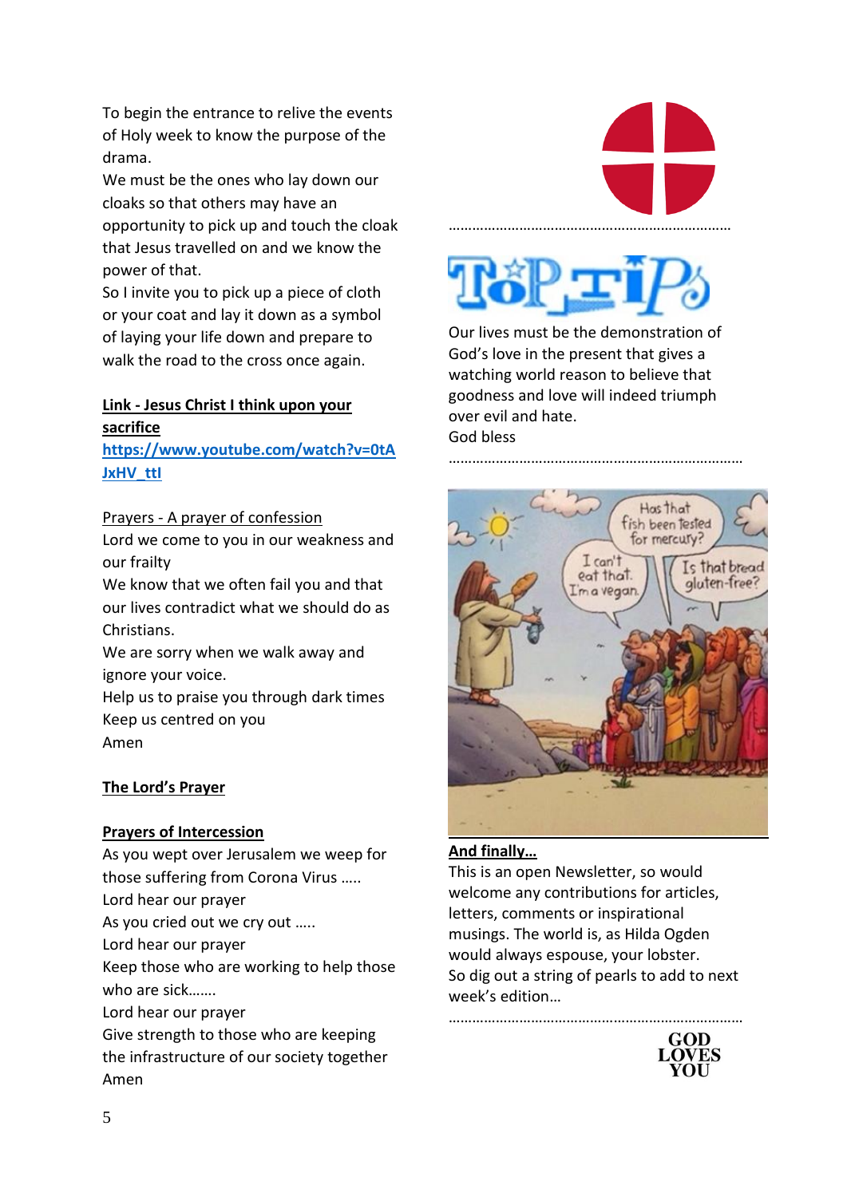To begin the entrance to relive the events of Holy week to know the purpose of the drama.
We must be the ones who lay down our cloaks so that others may have an opportunity to pick up and touch the cloak that Jesus travelled on and we know the power of that.
So I invite you to pick up a piece of cloth or your coat and lay it down as a symbol of laying your life down and prepare to walk the road to the cross once again.

**Link - Jesus Christ I think upon your sacrifice**
**https://www.youtube.com/watch?v=0tAJxHV_ttI**

Prayers - A prayer of confession
Lord we come to you in our weakness and our frailty
We know that we often fail you and that our lives contradict what we should do as Christians.
We are sorry when we walk away and ignore your voice.
Help us to praise you through dark times
Keep us centred on you
Amen

**The Lord's Prayer**

**Prayers of Intercession**
As you wept over Jerusalem we weep for those suffering from Corona Virus …..
Lord hear our prayer
As you cried out we cry out …..
Lord hear our prayer
Keep those who are working to help those who are sick…….
Lord hear our prayer
Give strength to those who are keeping the infrastructure of our society together
Amen

………………………………………………………………

TOP TIPS

Our lives must be the demonstration of God's love in the present that gives a watching world reason to believe that goodness and love will indeed triumph over evil and hate.
God bless

…………………………………………………………………

**And finally…**
This is an open Newsletter, so would welcome any contributions for articles, letters, comments or inspirational musings. The world is, as Hilda Ogden would always espouse, your lobster.
So dig out a string of pearls to add to next week's edition…

…………………………………………………………………

GOD LOVES YOU